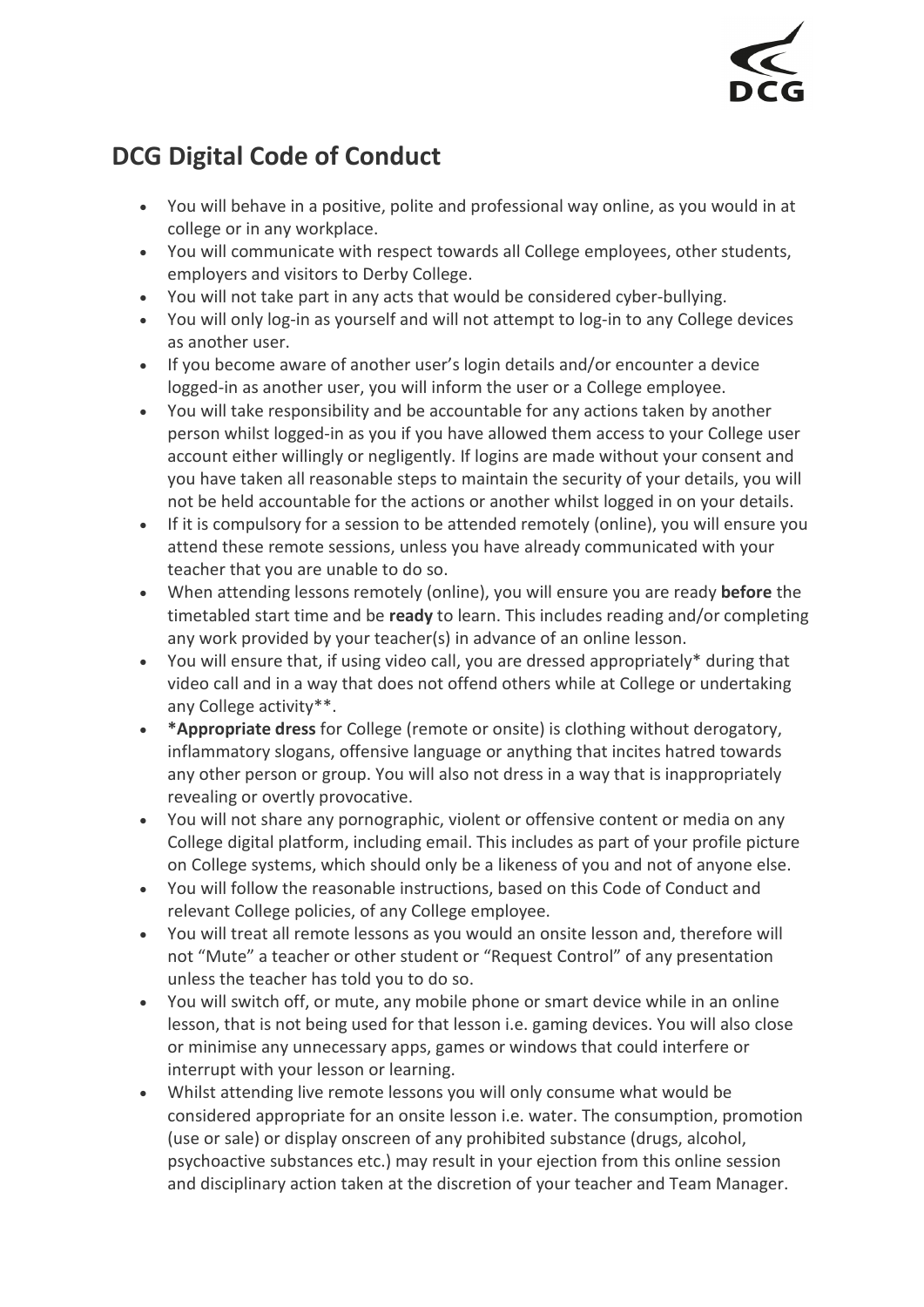## DCG Digital Code of Conduct

- You will behave in a positive, polite and professional way online, as you would in at college or in any workplace.
- You will communicate with respect towards all College employees, other students, employers and visitors to Derby College.
- You will not take part in any acts that would be considered cyber-bullying.
- You will only log-in as yourself and will not attempt to log-in to any College devices as another user.
- If you become aware of another user's login details and/or encounter a device logged-in as another user, you will inform the user or a College employee.
- You will take responsibility and be accountable for any actions taken by another person whilst logged-in as you if you have allowed them access to your College user account either willingly or negligently. If logins are made without your consent and you have taken all reasonable steps to maintain the security of your details, you will not be held accountable for the actions or another whilst logged in on your details.
- If it is compulsory for a session to be attended remotely (online), you will ensure you attend these remote sessions, unless you have already communicated with your teacher that you are unable to do so.
- When attending lessons remotely (online), you will ensure you are ready **before** the timetabled start time and be **ready** to learn. This includes reading and/or completing any work provided by your teacher(s) in advance of an online lesson.
- You will ensure that, if using video call, you are dressed appropriately* during that video call and in a way that does not offend others while at College or undertaking any College activity**.
- ***Appropriate dress** for College (remote or onsite) is clothing without derogatory, inflammatory slogans, offensive language or anything that incites hatred towards any other person or group. You will also not dress in a way that is inappropriately revealing or overtly provocative.
- You will not share any pornographic, violent or offensive content or media on any College digital platform, including email. This includes as part of your profile picture on College systems, which should only be a likeness of you and not of anyone else.
- You will follow the reasonable instructions, based on this Code of Conduct and relevant College policies, of any College employee.
- You will treat all remote lessons as you would an onsite lesson and, therefore will not "Mute" a teacher or other student or "Request Control" of any presentation unless the teacher has told you to do so.
- You will switch off, or mute, any mobile phone or smart device while in an online lesson, that is not being used for that lesson i.e. gaming devices. You will also close or minimise any unnecessary apps, games or windows that could interfere or interrupt with your lesson or learning.
- Whilst attending live remote lessons you will only consume what would be considered appropriate for an onsite lesson i.e. water. The consumption, promotion (use or sale) or display onscreen of any prohibited substance (drugs, alcohol, psychoactive substances etc.) may result in your ejection from this online session and disciplinary action taken at the discretion of your teacher and Team Manager.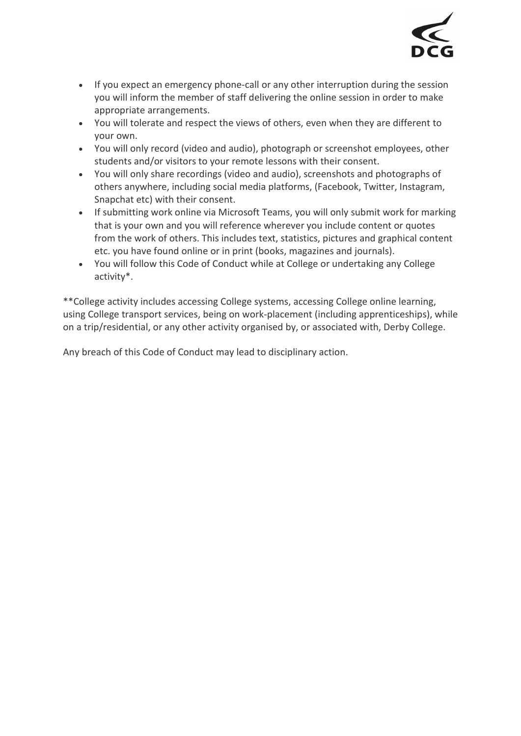- If you expect an emergency phone-call or any other interruption during the session you will inform the member of staff delivering the online session in order to make appropriate arrangements.
- You will tolerate and respect the views of others, even when they are different to your own.
- You will only record (video and audio), photograph or screenshot employees, other students and/or visitors to your remote lessons with their consent.
- You will only share recordings (video and audio), screenshots and photographs of others anywhere, including social media platforms, (Facebook, Twitter, Instagram, Snapchat etc) with their consent.
- If submitting work online via Microsoft Teams, you will only submit work for marking that is your own and you will reference wherever you include content or quotes from the work of others. This includes text, statistics, pictures and graphical content etc. you have found online or in print (books, magazines and journals).
- You will follow this Code of Conduct while at College or undertaking any College activity*.

**College activity includes accessing College systems, accessing College online learning, using College transport services, being on work-placement (including apprenticeships), while on a trip/residential, or any other activity organised by, or associated with, Derby College.

Any breach of this Code of Conduct may lead to disciplinary action.